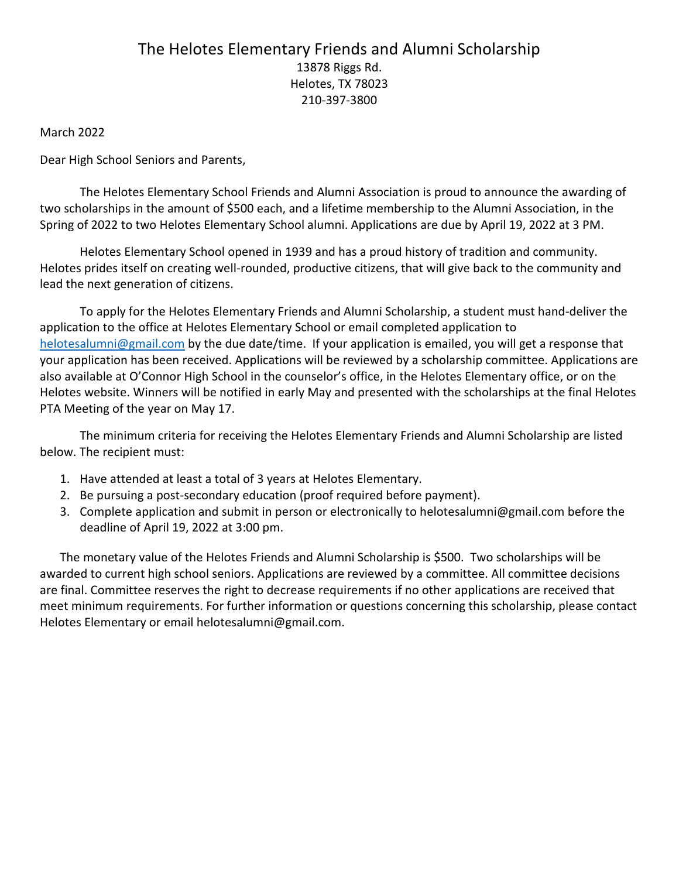# The Helotes Elementary Friends and Alumni Scholarship

13878 Riggs Rd.
Helotes, TX 78023
210-397-3800

March 2022

Dear High School Seniors and Parents,

The Helotes Elementary School Friends and Alumni Association is proud to announce the awarding of two scholarships in the amount of $500 each, and a lifetime membership to the Alumni Association, in the Spring of 2022 to two Helotes Elementary School alumni. Applications are due by April 19, 2022 at 3 PM.

Helotes Elementary School opened in 1939 and has a proud history of tradition and community. Helotes prides itself on creating well-rounded, productive citizens, that will give back to the community and lead the next generation of citizens.

To apply for the Helotes Elementary Friends and Alumni Scholarship, a student must hand-deliver the application to the office at Helotes Elementary School or email completed application to helotesalumni@gmail.com by the due date/time. If your application is emailed, you will get a response that your application has been received. Applications will be reviewed by a scholarship committee. Applications are also available at O'Connor High School in the counselor's office, in the Helotes Elementary office, or on the Helotes website. Winners will be notified in early May and presented with the scholarships at the final Helotes PTA Meeting of the year on May 17.

The minimum criteria for receiving the Helotes Elementary Friends and Alumni Scholarship are listed below. The recipient must:

1. Have attended at least a total of 3 years at Helotes Elementary.
2. Be pursuing a post-secondary education (proof required before payment).
3. Complete application and submit in person or electronically to helotesalumni@gmail.com before the deadline of April 19, 2022 at 3:00 pm.

The monetary value of the Helotes Friends and Alumni Scholarship is $500. Two scholarships will be awarded to current high school seniors. Applications are reviewed by a committee. All committee decisions are final. Committee reserves the right to decrease requirements if no other applications are received that meet minimum requirements. For further information or questions concerning this scholarship, please contact Helotes Elementary or email helotesalumni@gmail.com.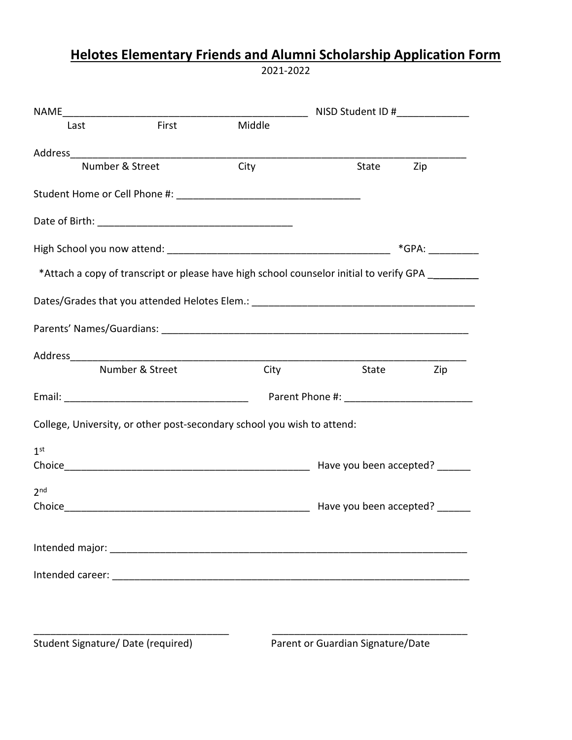# Helotes Elementary Friends and Alumni Scholarship Application Form

2021-2022

NAME_____________________________________________ NISD Student ID #_____________

Last First Middle

Address______________________________________________________________________

Number & Street City State Zip

Student Home or Cell Phone #: _________________________________

Date of Birth: __________________________________

High School you now attend: ________________________________________ *GPA: _________

*Attach a copy of transcript or please have high school counselor initial to verify GPA _________

Dates/Grades that you attended Helotes Elem.: ________________________________________

Parents' Names/Guardians: ________________________________________________________

Address______________________________________________________________________

Number & Street City State Zip

Email: _________________________________ Parent Phone #: ______________________

College, University, or other post-secondary school you wish to attend:

1st Choice_____________________________________________ Have you been accepted? ______

2nd Choice_____________________________________________ Have you been accepted? ______

Intended major: _________________________________________________________________

Intended career: ________________________________________________________________

___________________________________ ___________________________________

Student Signature/ Date (required) Parent or Guardian Signature/Date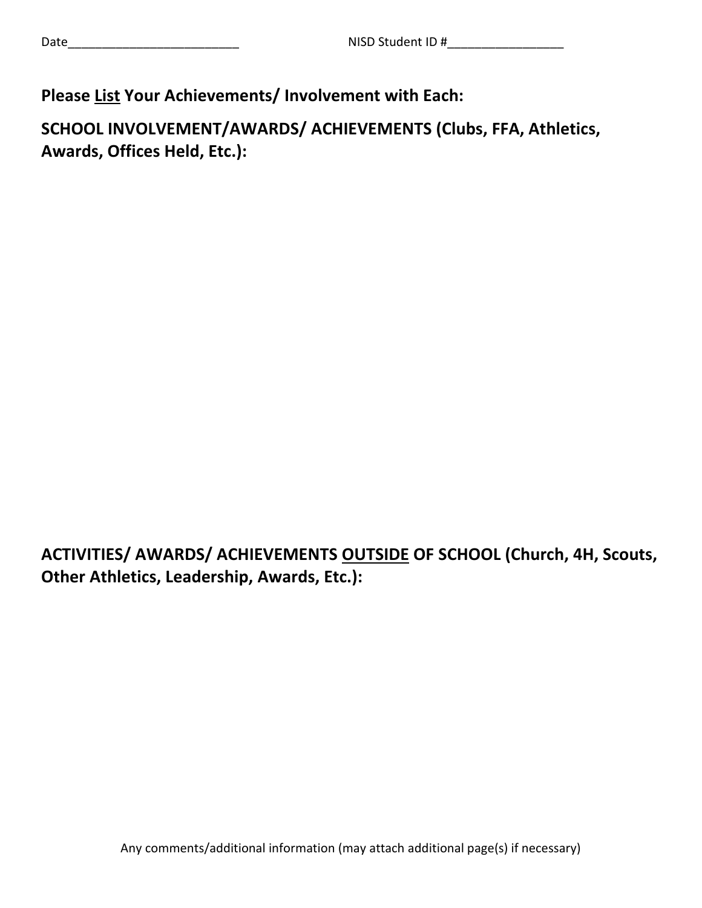Date_________________________ NISD Student ID #_________________

**Please <u>List</u> Your Achievements/ Involvement with Each:**

**SCHOOL INVOLVEMENT/AWARDS/ ACHIEVEMENTS (Clubs, FFA, Athletics, Awards, Offices Held, Etc.):**

**ACTIVITIES/ AWARDS/ ACHIEVEMENTS <u>OUTSIDE</u> OF SCHOOL (Church, 4H, Scouts, Other Athletics, Leadership, Awards, Etc.):**

Any comments/additional information (may attach additional page(s) if necessary)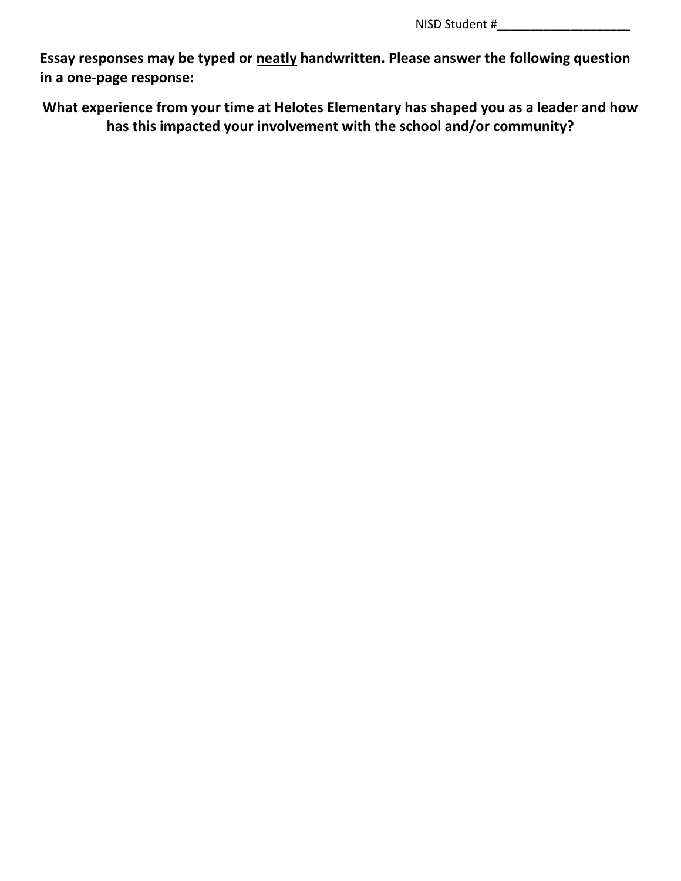NISD Student #____________________

**Essay responses may be typed or <u>neatly</u> handwritten. Please answer the following question in a one-page response:**

**What experience from your time at Helotes Elementary has shaped you as a leader and how has this impacted your involvement with the school and/or community?**